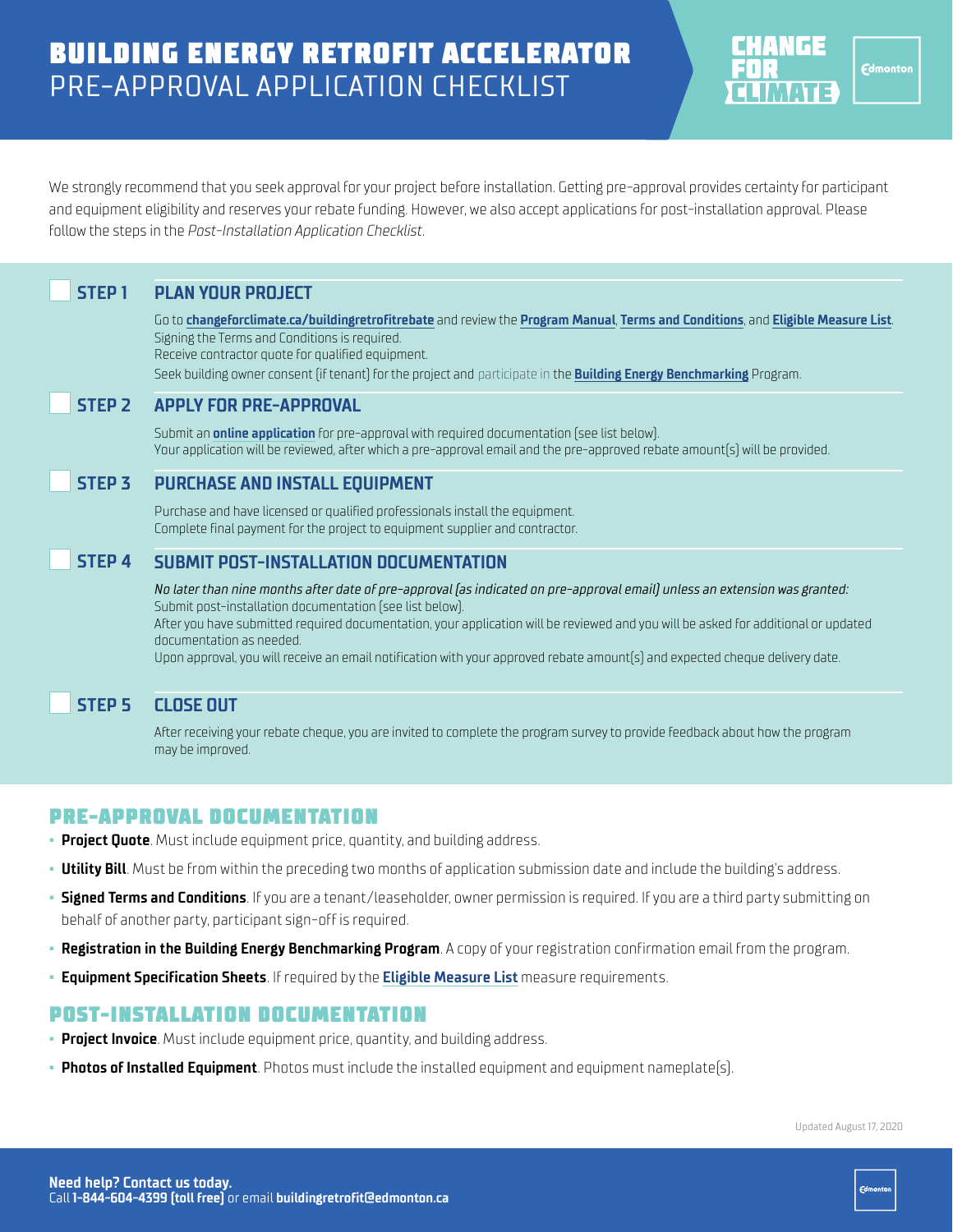# BUILDING ENERGY RETROFIT ACCELERATOR

## PRE-APPROVAL APPLICATION CHECKLIST

We strongly recommend that you seek approval for your project before installation. Getting pre-approval provides certainty for participant and equipment eligibility and reserves your rebate funding. However, we also accept applications for post-installation approval. Please follow the steps in the *Post-Installation Application Checklist*.

### STEP 1 PLAN YOUR PROJECT

Go to **changeforclimate.ca/buildingretrofitrebate** and review the **Program Manual**, **Terms and Conditions**, and **Eligible Measure List**.
Signing the Terms and Conditions is required.
Receive contractor quote for qualified equipment.
Seek building owner consent (if tenant) for the project and participate in the **Building Energy Benchmarking** Program.

### STEP 2 APPLY FOR PRE-APPROVAL

Submit an **online application** for pre-approval with required documentation (see list below).
Your application will be reviewed, after which a pre-approval email and the pre-approved rebate amount(s) will be provided.

### STEP 3 PURCHASE AND INSTALL EQUIPMENT

Purchase and have licensed or qualified professionals install the equipment.
Complete final payment for the project to equipment supplier and contractor.

### STEP 4 SUBMIT POST-INSTALLATION DOCUMENTATION

*No later than nine months after date of pre-approval (as indicated on pre-approval email) unless an extension was granted:*
Submit post-installation documentation (see list below).
After you have submitted required documentation, your application will be reviewed and you will be asked for additional or updated documentation as needed.
Upon approval, you will receive an email notification with your approved rebate amount(s) and expected cheque delivery date.

### STEP 5 CLOSE OUT

After receiving your rebate cheque, you are invited to complete the program survey to provide feedback about how the program may be improved.

## PRE-APPROVAL DOCUMENTATION

- **Project Quote**. Must include equipment price, quantity, and building address.
- **Utility Bill**. Must be from within the preceding two months of application submission date and include the building's address.
- **Signed Terms and Conditions**. If you are a tenant/leaseholder, owner permission is required. If you are a third party submitting on behalf of another party, participant sign-off is required.
- **Registration in the Building Energy Benchmarking Program**. A copy of your registration confirmation email from the program.
- **Equipment Specification Sheets**. If required by the **Eligible Measure List** measure requirements.

## POST-INSTALLATION DOCUMENTATION

- **Project Invoice**. Must include equipment price, quantity, and building address.
- **Photos of Installed Equipment**. Photos must include the installed equipment and equipment nameplate(s).

Updated August 17, 2020

**Need help? Contact us today.**
Call **1-844-604-4399 (toll free)** or email **buildingretrofit@edmonton.ca**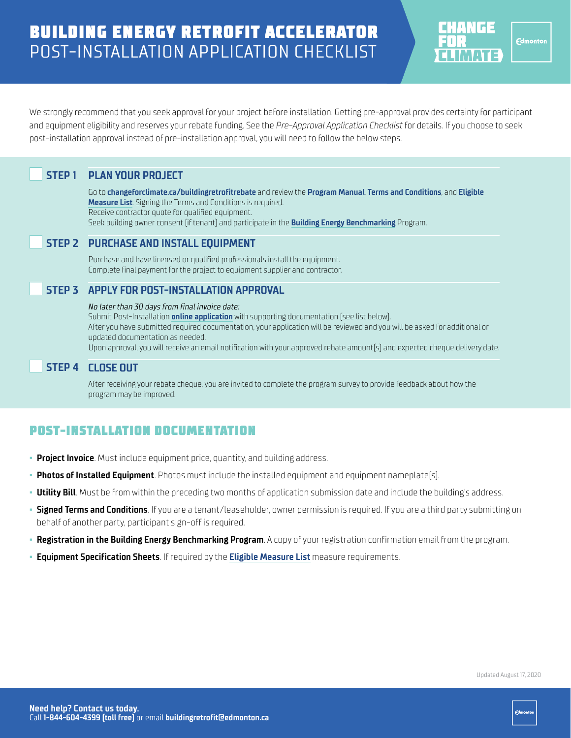# BUILDING ENERGY RETROFIT ACCELERATOR
## POST-INSTALLATION APPLICATION CHECKLIST

CHANGE FOR CLIMATE

Edmonton

We strongly recommend that you seek approval for your project before installation. Getting pre-approval provides certainty for participant and equipment eligibility and reserves your rebate funding. See the *Pre-Approval Application Checklist* for details. If you choose to seek post-installation approval instead of pre-installation approval, you will need to follow the below steps.

### STEP 1 PLAN YOUR PROJECT

Go to **changeforclimate.ca/buildingretrofitrebate** and review the **Program Manual**, **Terms and Conditions**, and **Eligible Measure List**. Signing the Terms and Conditions is required.
Receive contractor quote for qualified equipment.
Seek building owner consent (if tenant) and participate in the **Building Energy Benchmarking** Program.

### STEP 2 PURCHASE AND INSTALL EQUIPMENT

Purchase and have licensed or qualified professionals install the equipment.
Complete final payment for the project to equipment supplier and contractor.

### STEP 3 APPLY FOR POST-INSTALLATION APPROVAL

*No later than 30 days from final invoice date:*
Submit Post-Installation **online application** with supporting documentation (see list below).
After you have submitted required documentation, your application will be reviewed and you will be asked for additional or updated documentation as needed.
Upon approval, you will receive an email notification with your approved rebate amount(s) and expected cheque delivery date.

### STEP 4 CLOSE OUT

After receiving your rebate cheque, you are invited to complete the program survey to provide feedback about how the program may be improved.

## POST-INSTALLATION DOCUMENTATION

- **Project Invoice**. Must include equipment price, quantity, and building address.
- **Photos of Installed Equipment**. Photos must include the installed equipment and equipment nameplate(s).
- **Utility Bill**. Must be from within the preceding two months of application submission date and include the building's address.
- **Signed Terms and Conditions**. If you are a tenant/leaseholder, owner permission is required. If you are a third party submitting on behalf of another party, participant sign-off is required.
- **Registration in the Building Energy Benchmarking Program**. A copy of your registration confirmation email from the program.
- **Equipment Specification Sheets**. If required by the **Eligible Measure List** measure requirements.

Updated August 17, 2020

**Need help? Contact us today.**
Call **1-844-604-4399 (toll free)** or email **buildingretrofit@edmonton.ca**